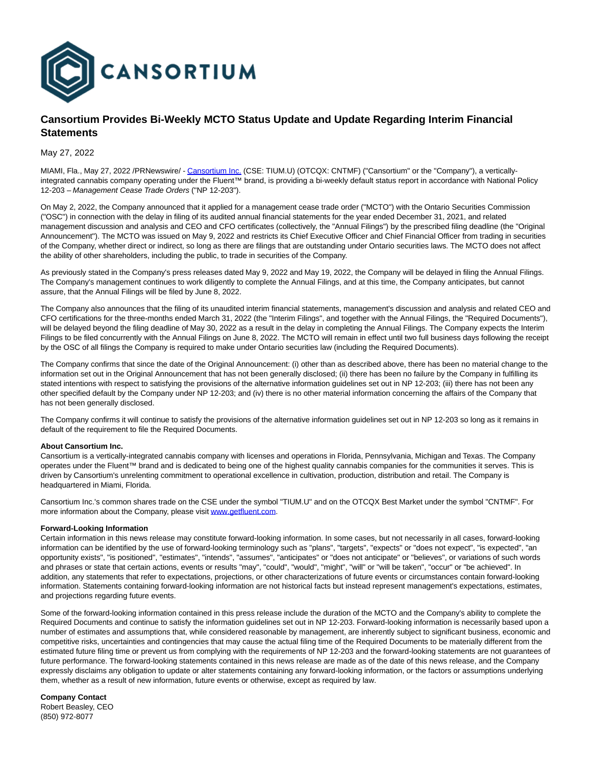# Cansortium Provides Bi-Weekly MCTO Status Update and Update Regarding Interim Financial Statements

May 27, 2022

MIAMI, Fla., May 27, 2022 /PRNewswire/ - Cansortium Inc. (CSE: TIUM.U) (OTCQX: CNTMF) ("Cansortium" or the "Company"), a vertically-integrated cannabis company operating under the Fluent™ brand, is providing a bi-weekly default status report in accordance with National Policy 12-203 – *Management Cease Trade Orders* ("NP 12-203").

On May 2, 2022, the Company announced that it applied for a management cease trade order ("MCTO") with the Ontario Securities Commission ("OSC") in connection with the delay in filing of its audited annual financial statements for the year ended December 31, 2021, and related management discussion and analysis and CEO and CFO certificates (collectively, the "Annual Filings") by the prescribed filing deadline (the "Original Announcement"). The MCTO was issued on May 9, 2022 and restricts its Chief Executive Officer and Chief Financial Officer from trading in securities of the Company, whether direct or indirect, so long as there are filings that are outstanding under Ontario securities laws. The MCTO does not affect the ability of other shareholders, including the public, to trade in securities of the Company.

As previously stated in the Company's press releases dated May 9, 2022 and May 19, 2022, the Company will be delayed in filing the Annual Filings. The Company's management continues to work diligently to complete the Annual Filings, and at this time, the Company anticipates, but cannot assure, that the Annual Filings will be filed by June 8, 2022.

The Company also announces that the filing of its unaudited interim financial statements, management's discussion and analysis and related CEO and CFO certifications for the three-months ended March 31, 2022 (the "Interim Filings", and together with the Annual Filings, the "Required Documents"), will be delayed beyond the filing deadline of May 30, 2022 as a result in the delay in completing the Annual Filings. The Company expects the Interim Filings to be filed concurrently with the Annual Filings on June 8, 2022. The MCTO will remain in effect until two full business days following the receipt by the OSC of all filings the Company is required to make under Ontario securities law (including the Required Documents).

The Company confirms that since the date of the Original Announcement: (i) other than as described above, there has been no material change to the information set out in the Original Announcement that has not been generally disclosed; (ii) there has been no failure by the Company in fulfilling its stated intentions with respect to satisfying the provisions of the alternative information guidelines set out in NP 12-203; (iii) there has not been any other specified default by the Company under NP 12-203; and (iv) there is no other material information concerning the affairs of the Company that has not been generally disclosed.

The Company confirms it will continue to satisfy the provisions of the alternative information guidelines set out in NP 12-203 so long as it remains in default of the requirement to file the Required Documents.

**About Cansortium Inc.**

Cansortium is a vertically-integrated cannabis company with licenses and operations in Florida, Pennsylvania, Michigan and Texas. The Company operates under the Fluent™ brand and is dedicated to being one of the highest quality cannabis companies for the communities it serves. This is driven by Cansortium's unrelenting commitment to operational excellence in cultivation, production, distribution and retail. The Company is headquartered in Miami, Florida.

Cansortium Inc.'s common shares trade on the CSE under the symbol "TIUM.U" and on the OTCQX Best Market under the symbol "CNTMF". For more information about the Company, please visit www.getfluent.com.

**Forward-Looking Information**

Certain information in this news release may constitute forward-looking information. In some cases, but not necessarily in all cases, forward-looking information can be identified by the use of forward-looking terminology such as "plans", "targets", "expects" or "does not expect", "is expected", "an opportunity exists", "is positioned", "estimates", "intends", "assumes", "anticipates" or "does not anticipate" or "believes", or variations of such words and phrases or state that certain actions, events or results "may", "could", "would", "might", "will" or "will be taken", "occur" or "be achieved". In addition, any statements that refer to expectations, projections, or other characterizations of future events or circumstances contain forward-looking information. Statements containing forward-looking information are not historical facts but instead represent management's expectations, estimates, and projections regarding future events.

Some of the forward-looking information contained in this press release include the duration of the MCTO and the Company's ability to complete the Required Documents and continue to satisfy the information guidelines set out in NP 12-203. Forward-looking information is necessarily based upon a number of estimates and assumptions that, while considered reasonable by management, are inherently subject to significant business, economic and competitive risks, uncertainties and contingencies that may cause the actual filing time of the Required Documents to be materially different from the estimated future filing time or prevent us from complying with the requirements of NP 12-203 and the forward-looking statements are not guarantees of future performance. The forward-looking statements contained in this news release are made as of the date of this news release, and the Company expressly disclaims any obligation to update or alter statements containing any forward-looking information, or the factors or assumptions underlying them, whether as a result of new information, future events or otherwise, except as required by law.

**Company Contact**
Robert Beasley, CEO
(850) 972-8077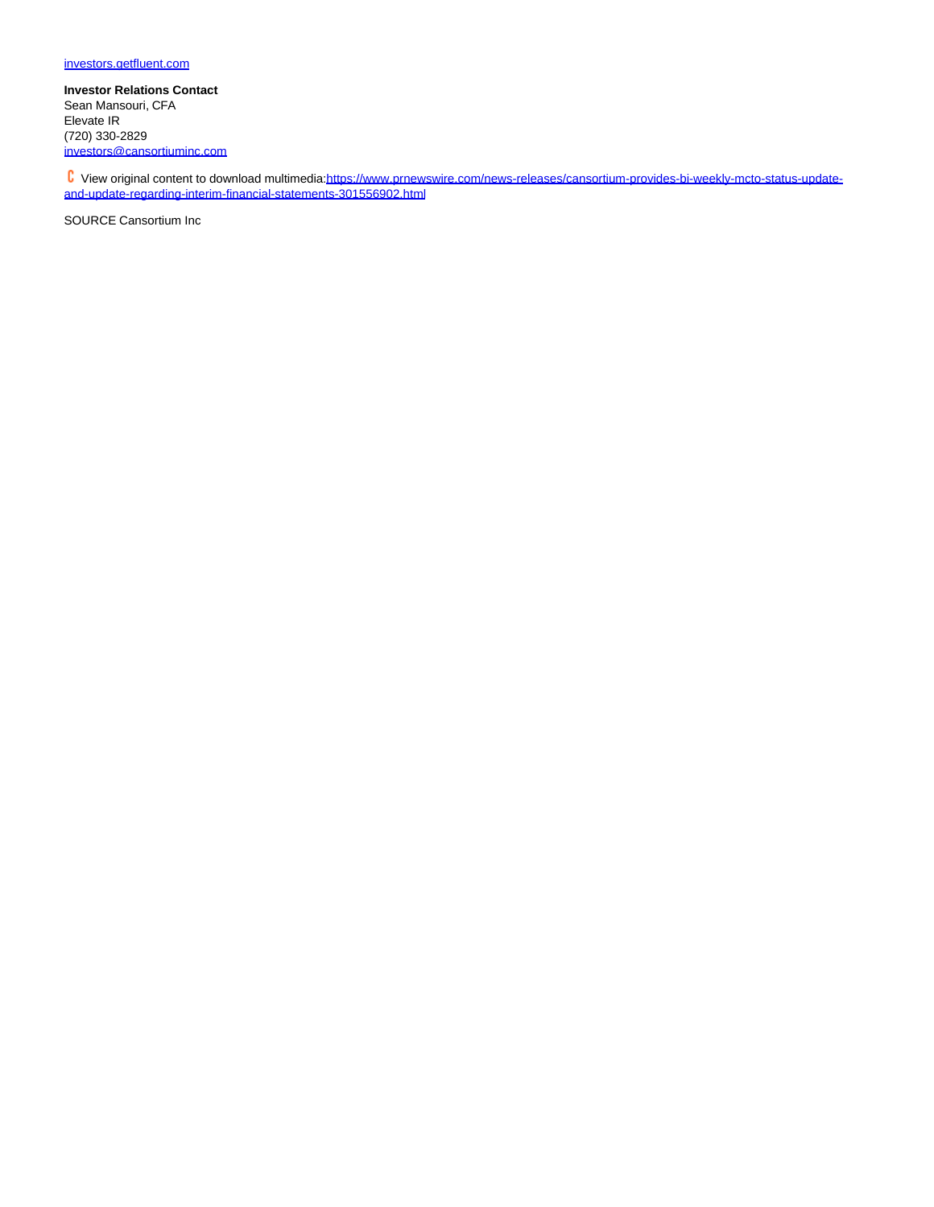investors.getfluent.com

**Investor Relations Contact**
Sean Mansouri, CFA
Elevate IR
(720) 330-2829
investors@cansortiuminc.com

View original content to download multimedia:https://www.prnewswire.com/news-releases/cansortium-provides-bi-weekly-mcto-status-update-and-update-regarding-interim-financial-statements-301556902.html

SOURCE Cansortium Inc